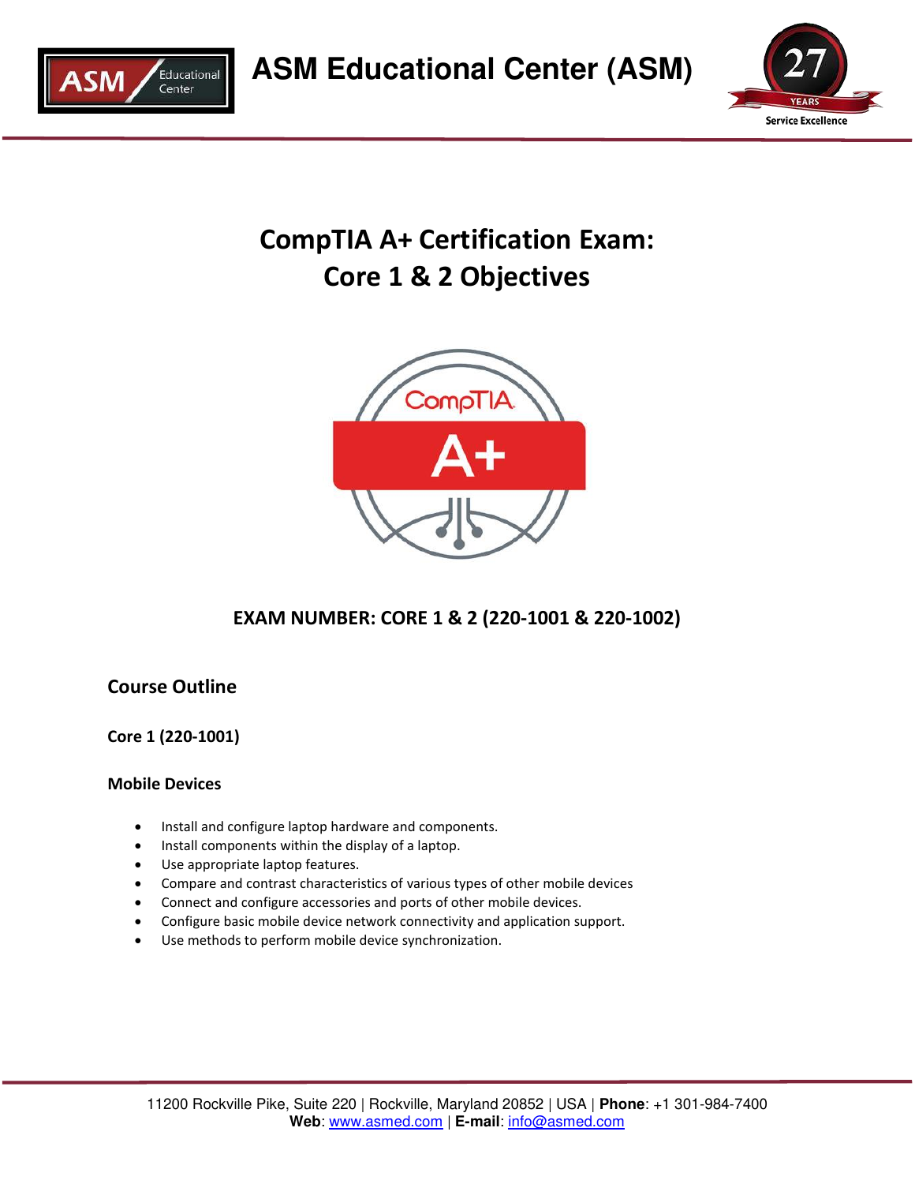# ASM Educational Center (ASM)

## CompTIA A+ Certification Exam: Core 1 & 2 Objectives

**EXAM NUMBER: CORE 1 & 2 (220-1001 & 220-1002)**

### Course Outline

**Core 1 (220-1001)**

**Mobile Devices**

- Install and configure laptop hardware and components.
- Install components within the display of a laptop.
- Use appropriate laptop features.
- Compare and contrast characteristics of various types of other mobile devices
- Connect and configure accessories and ports of other mobile devices.
- Configure basic mobile device network connectivity and application support.
- Use methods to perform mobile device synchronization.

11200 Rockville Pike, Suite 220 | Rockville, Maryland 20852 | USA | **Phone**: +1 301-984-7400
**Web**: www.asmed.com | **E-mail**: info@asmed.com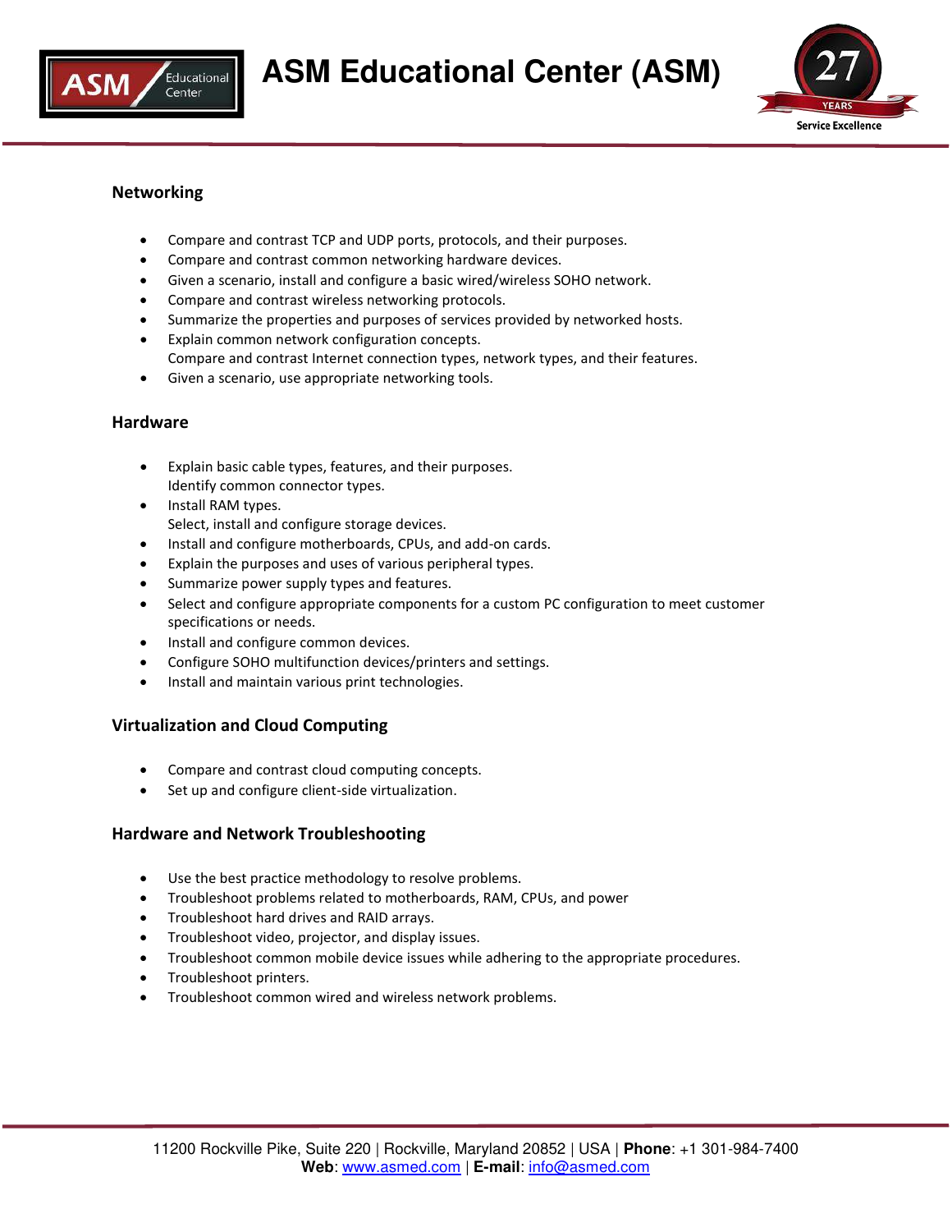## Networking

- Compare and contrast TCP and UDP ports, protocols, and their purposes.
- Compare and contrast common networking hardware devices.
- Given a scenario, install and configure a basic wired/wireless SOHO network.
- Compare and contrast wireless networking protocols.
- Summarize the properties and purposes of services provided by networked hosts.
- Explain common network configuration concepts.
  Compare and contrast Internet connection types, network types, and their features.
- Given a scenario, use appropriate networking tools.

## Hardware

- Explain basic cable types, features, and their purposes.
  Identify common connector types.
- Install RAM types.
  Select, install and configure storage devices.
- Install and configure motherboards, CPUs, and add-on cards.
- Explain the purposes and uses of various peripheral types.
- Summarize power supply types and features.
- Select and configure appropriate components for a custom PC configuration to meet customer specifications or needs.
- Install and configure common devices.
- Configure SOHO multifunction devices/printers and settings.
- Install and maintain various print technologies.

## Virtualization and Cloud Computing

- Compare and contrast cloud computing concepts.
- Set up and configure client-side virtualization.

## Hardware and Network Troubleshooting

- Use the best practice methodology to resolve problems.
- Troubleshoot problems related to motherboards, RAM, CPUs, and power
- Troubleshoot hard drives and RAID arrays.
- Troubleshoot video, projector, and display issues.
- Troubleshoot common mobile device issues while adhering to the appropriate procedures.
- Troubleshoot printers.
- Troubleshoot common wired and wireless network problems.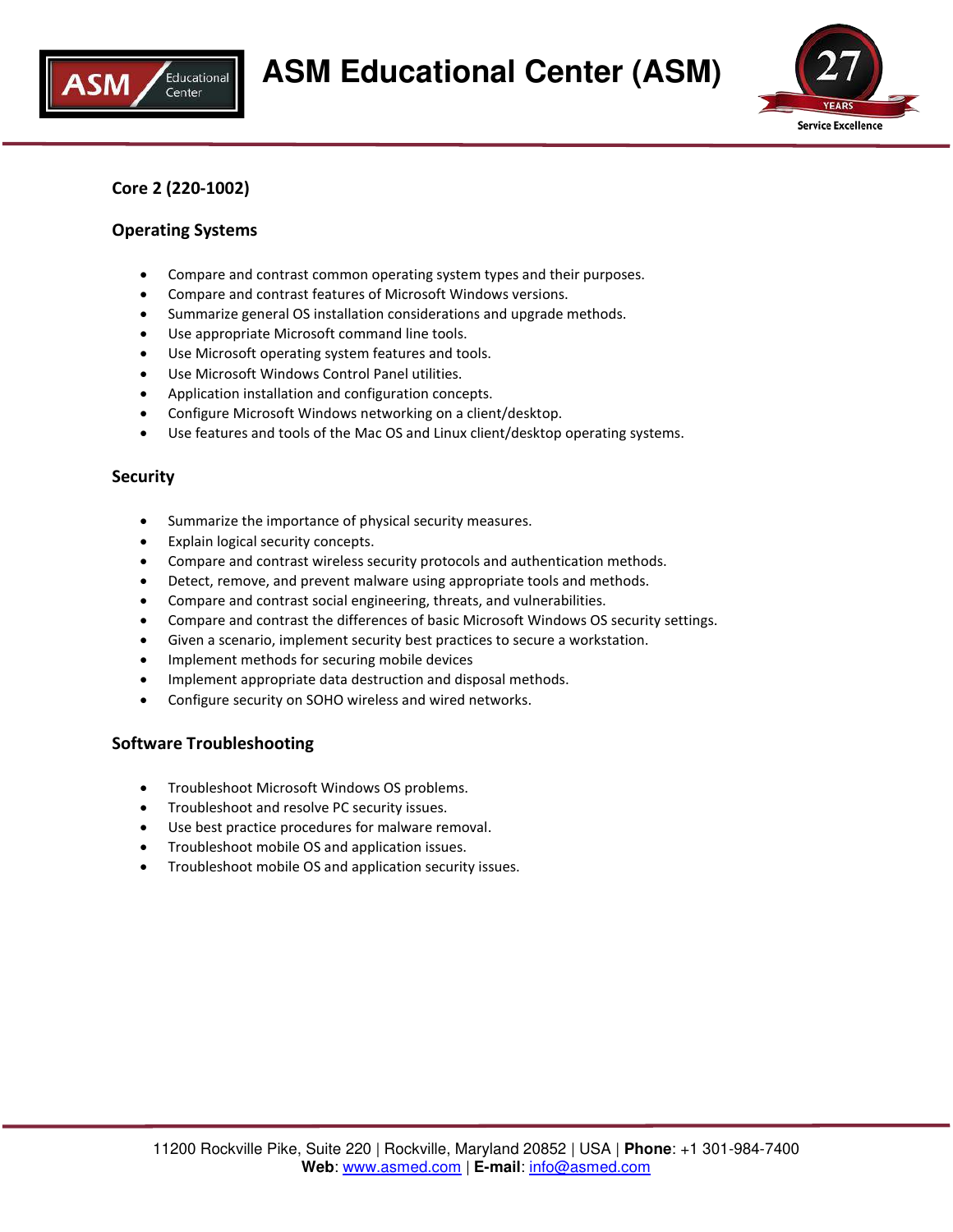## Core 2 (220-1002)

### Operating Systems

- Compare and contrast common operating system types and their purposes.
- Compare and contrast features of Microsoft Windows versions.
- Summarize general OS installation considerations and upgrade methods.
- Use appropriate Microsoft command line tools.
- Use Microsoft operating system features and tools.
- Use Microsoft Windows Control Panel utilities.
- Application installation and configuration concepts.
- Configure Microsoft Windows networking on a client/desktop.
- Use features and tools of the Mac OS and Linux client/desktop operating systems.

### Security

- Summarize the importance of physical security measures.
- Explain logical security concepts.
- Compare and contrast wireless security protocols and authentication methods.
- Detect, remove, and prevent malware using appropriate tools and methods.
- Compare and contrast social engineering, threats, and vulnerabilities.
- Compare and contrast the differences of basic Microsoft Windows OS security settings.
- Given a scenario, implement security best practices to secure a workstation.
- Implement methods for securing mobile devices
- Implement appropriate data destruction and disposal methods.
- Configure security on SOHO wireless and wired networks.

### Software Troubleshooting

- Troubleshoot Microsoft Windows OS problems.
- Troubleshoot and resolve PC security issues.
- Use best practice procedures for malware removal.
- Troubleshoot mobile OS and application issues.
- Troubleshoot mobile OS and application security issues.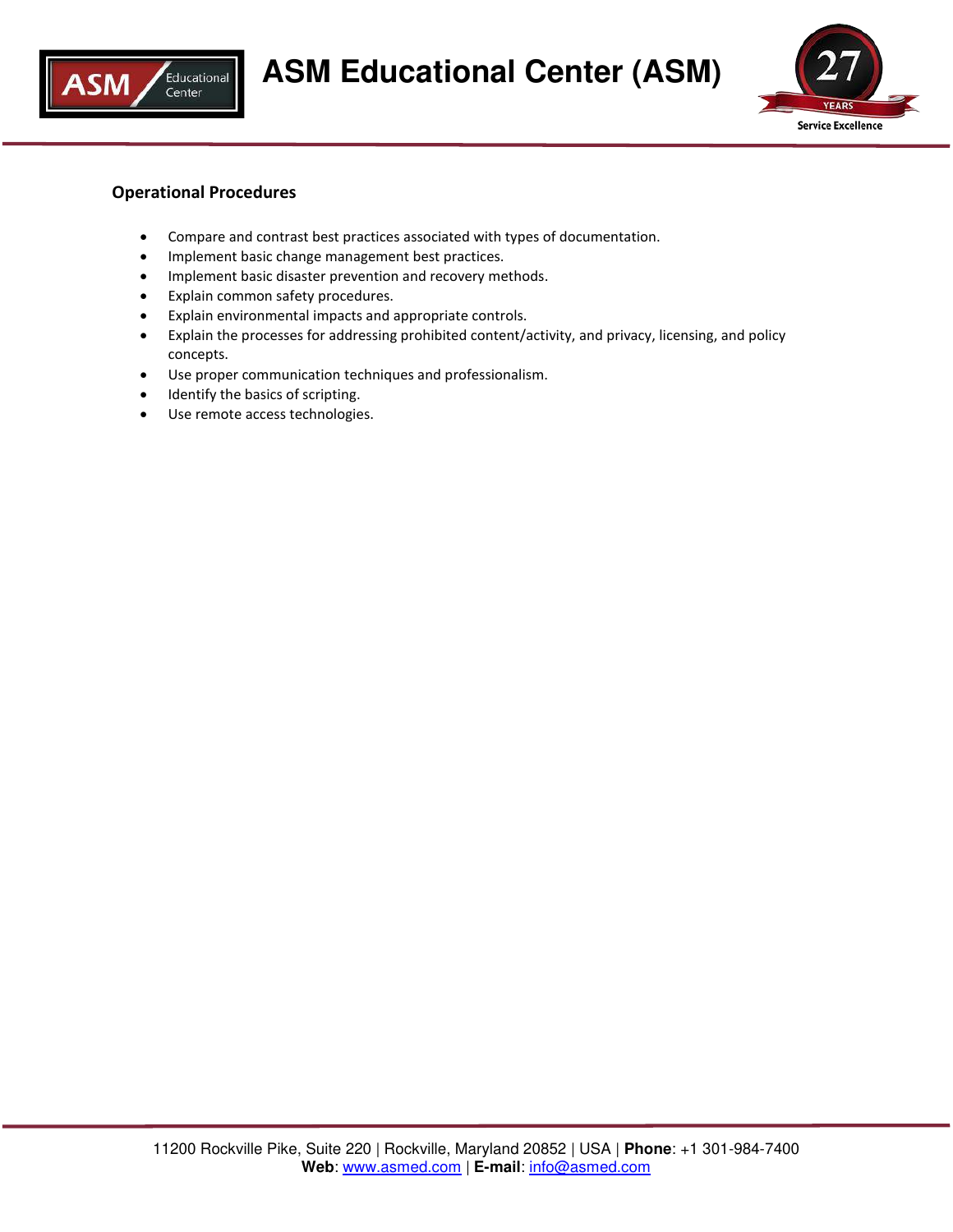## Operational Procedures

- Compare and contrast best practices associated with types of documentation.
- Implement basic change management best practices.
- Implement basic disaster prevention and recovery methods.
- Explain common safety procedures.
- Explain environmental impacts and appropriate controls.
- Explain the processes for addressing prohibited content/activity, and privacy, licensing, and policy concepts.
- Use proper communication techniques and professionalism.
- Identify the basics of scripting.
- Use remote access technologies.